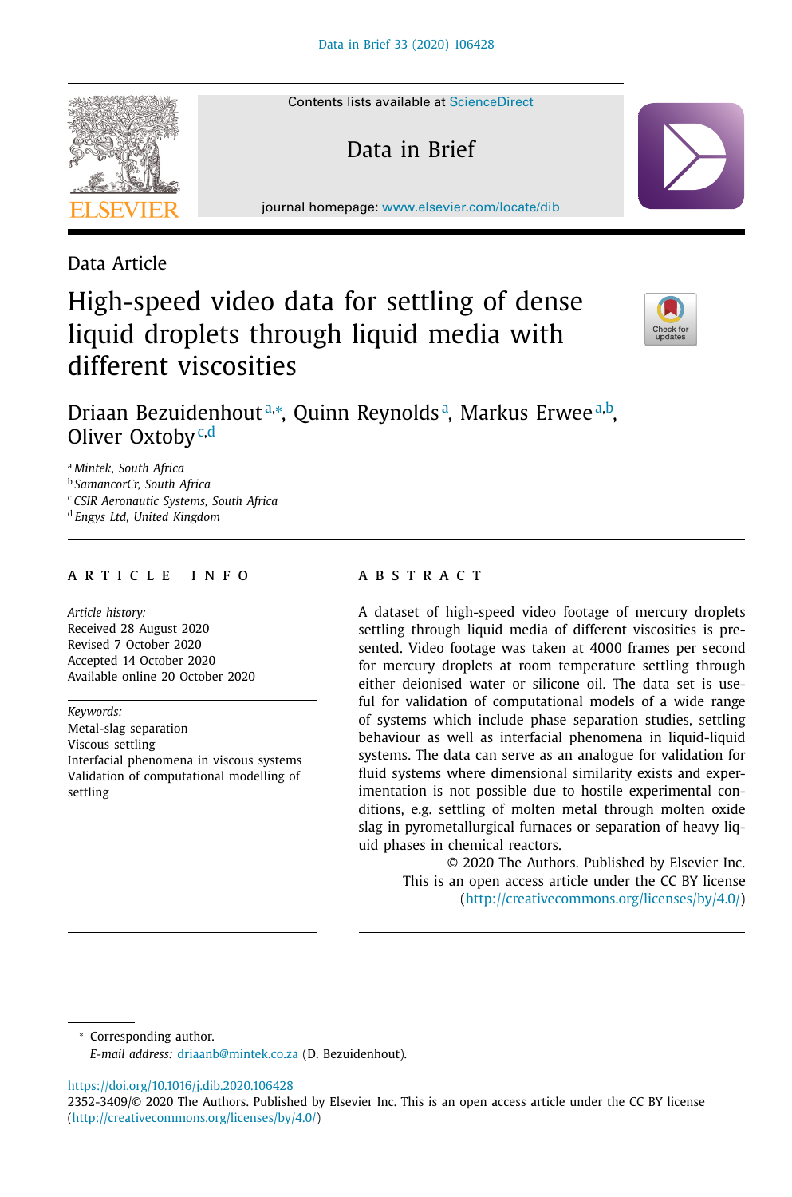Data Article

# High-speed video data for settling of dense liquid droplets through liquid media with different viscosities

Driaan Bezuidenhout[a,*], Quinn Reynolds[a], Markus Erwee[a,b], Oliver Oxtoby[c,d]

[a] Mintek, South Africa
[b] SamancorCr, South Africa
[c] CSIR Aeronautic Systems, South Africa
[d] Engys Ltd, United Kingdom

## ARTICLE INFO

*Article history:*
Received 28 August 2020
Revised 7 October 2020
Accepted 14 October 2020
Available online 20 October 2020

*Keywords:*
Metal-slag separation
Viscous settling
Interfacial phenomena in viscous systems
Validation of computational modelling of settling

## ABSTRACT

A dataset of high-speed video footage of mercury droplets settling through liquid media of different viscosities is presented. Video footage was taken at 4000 frames per second for mercury droplets at room temperature settling through either deionised water or silicone oil. The data set is useful for validation of computational models of a wide range of systems which include phase separation studies, settling behaviour as well as interfacial phenomena in liquid-liquid systems. The data can serve as an analogue for validation for fluid systems where dimensional similarity exists and experimentation is not possible due to hostile experimental conditions, e.g. settling of molten metal through molten oxide slag in pyrometallurgical furnaces or separation of heavy liquid phases in chemical reactors.

© 2020 The Authors. Published by Elsevier Inc.
This is an open access article under the CC BY license (http://creativecommons.org/licenses/by/4.0/)

* Corresponding author.
*E-mail address:* driaanb@mintek.co.za (D. Bezuidenhout).

https://doi.org/10.1016/j.dib.2020.106428
2352-3409/© 2020 The Authors. Published by Elsevier Inc. This is an open access article under the CC BY license (http://creativecommons.org/licenses/by/4.0/)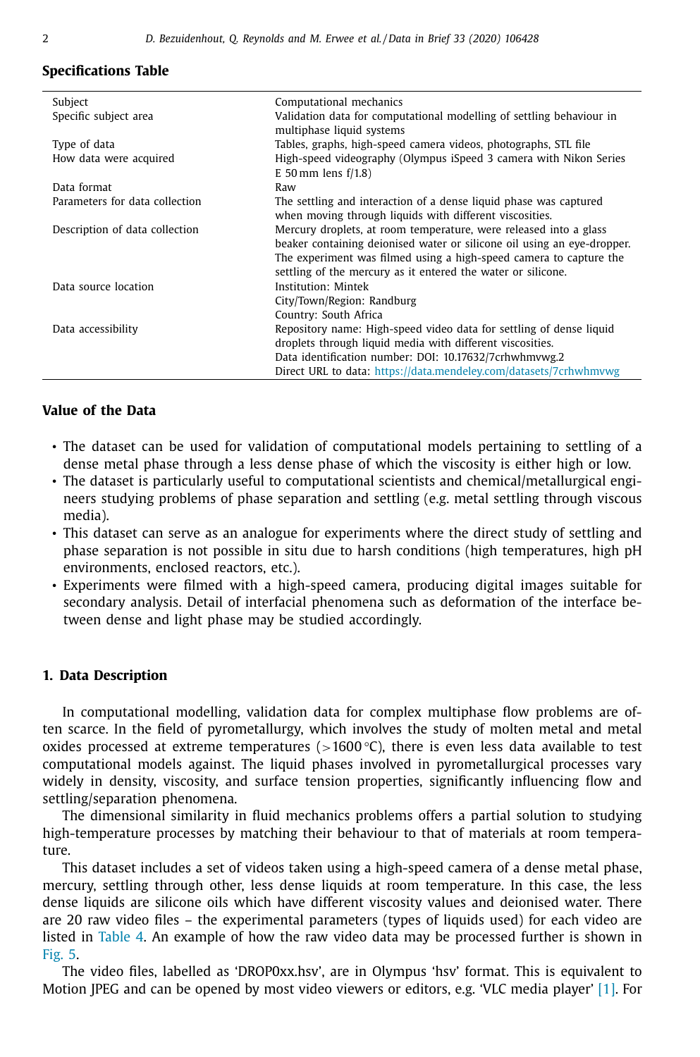**Specifications Table**

| | |
|---|---|
| Subject | Computational mechanics |
| Specific subject area | Validation data for computational modelling of settling behaviour in multiphase liquid systems |
| Type of data | Tables, graphs, high-speed camera videos, photographs, STL file |
| How data were acquired | High-speed videography (Olympus iSpeed 3 camera with Nikon Series E 50 mm lens f/1.8) |
| Data format | Raw |
| Parameters for data collection | The settling and interaction of a dense liquid phase was captured when moving through liquids with different viscosities. |
| Description of data collection | Mercury droplets, at room temperature, were released into a glass beaker containing deionised water or silicone oil using an eye-dropper. The experiment was filmed using a high-speed camera to capture the settling of the mercury as it entered the water or silicone. |
| Data source location | Institution: Mintek<br>City/Town/Region: Randburg<br>Country: South Africa |
| Data accessibility | Repository name: High-speed video data for settling of dense liquid droplets through liquid media with different viscosities.<br>Data identification number: DOI: 10.17632/7crhwhmvwg.2<br>Direct URL to data: https://data.mendeley.com/datasets/7crhwhmvwg |

**Value of the Data**

- The dataset can be used for validation of computational models pertaining to settling of a dense metal phase through a less dense phase of which the viscosity is either high or low.
- The dataset is particularly useful to computational scientists and chemical/metallurgical engineers studying problems of phase separation and settling (e.g. metal settling through viscous media).
- This dataset can serve as an analogue for experiments where the direct study of settling and phase separation is not possible in situ due to harsh conditions (high temperatures, high pH environments, enclosed reactors, etc.).
- Experiments were filmed with a high-speed camera, producing digital images suitable for secondary analysis. Detail of interfacial phenomena such as deformation of the interface between dense and light phase may be studied accordingly.

## 1. Data Description

In computational modelling, validation data for complex multiphase flow problems are often scarce. In the field of pyrometallurgy, which involves the study of molten metal and metal oxides processed at extreme temperatures (>1600 °C), there is even less data available to test computational models against. The liquid phases involved in pyrometallurgical processes vary widely in density, viscosity, and surface tension properties, significantly influencing flow and settling/separation phenomena.

The dimensional similarity in fluid mechanics problems offers a partial solution to studying high-temperature processes by matching their behaviour to that of materials at room temperature.

This dataset includes a set of videos taken using a high-speed camera of a dense metal phase, mercury, settling through other, less dense liquids at room temperature. In this case, the less dense liquids are silicone oils which have different viscosity values and deionised water. There are 20 raw video files – the experimental parameters (types of liquids used) for each video are listed in Table 4. An example of how the raw video data may be processed further is shown in Fig. 5.

The video files, labelled as 'DROP0xx.hsv', are in Olympus 'hsv' format. This is equivalent to Motion JPEG and can be opened by most video viewers or editors, e.g. 'VLC media player' [1]. For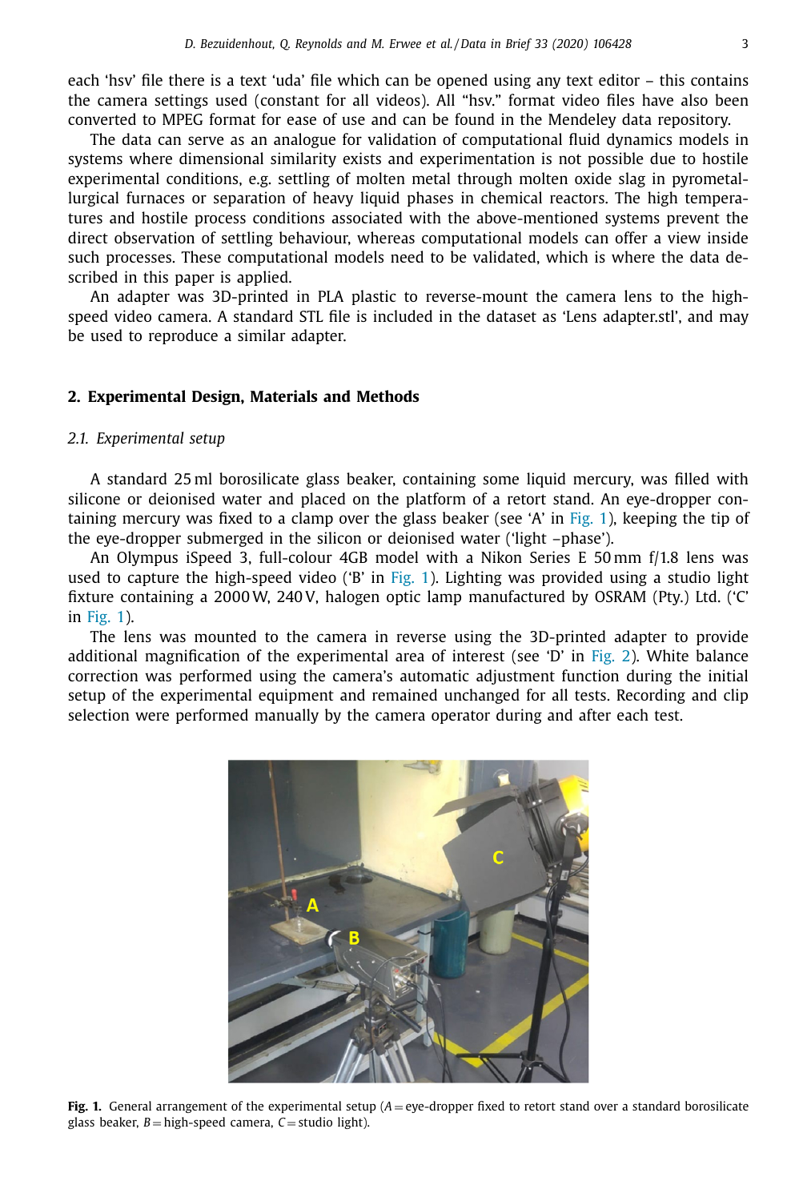each 'hsv' file there is a text 'uda' file which can be opened using any text editor – this contains the camera settings used (constant for all videos). All "hsv." format video files have also been converted to MPEG format for ease of use and can be found in the Mendeley data repository.

The data can serve as an analogue for validation of computational fluid dynamics models in systems where dimensional similarity exists and experimentation is not possible due to hostile experimental conditions, e.g. settling of molten metal through molten oxide slag in pyrometallurgical furnaces or separation of heavy liquid phases in chemical reactors. The high temperatures and hostile process conditions associated with the above-mentioned systems prevent the direct observation of settling behaviour, whereas computational models can offer a view inside such processes. These computational models need to be validated, which is where the data described in this paper is applied.

An adapter was 3D-printed in PLA plastic to reverse-mount the camera lens to the high-speed video camera. A standard STL file is included in the dataset as 'Lens adapter.stl', and may be used to reproduce a similar adapter.

## 2. Experimental Design, Materials and Methods

### *2.1. Experimental setup*

A standard 25 ml borosilicate glass beaker, containing some liquid mercury, was filled with silicone or deionised water and placed on the platform of a retort stand. An eye-dropper containing mercury was fixed to a clamp over the glass beaker (see 'A' in Fig. 1), keeping the tip of the eye-dropper submerged in the silicon or deionised water ('light –phase').

An Olympus iSpeed 3, full-colour 4GB model with a Nikon Series E 50 mm f/1.8 lens was used to capture the high-speed video ('B' in Fig. 1). Lighting was provided using a studio light fixture containing a 2000 W, 240 V, halogen optic lamp manufactured by OSRAM (Pty.) Ltd. ('C' in Fig. 1).

The lens was mounted to the camera in reverse using the 3D-printed adapter to provide additional magnification of the experimental area of interest (see 'D' in Fig. 2). White balance correction was performed using the camera's automatic adjustment function during the initial setup of the experimental equipment and remained unchanged for all tests. Recording and clip selection were performed manually by the camera operator during and after each test.

**Fig. 1.** General arrangement of the experimental setup (*A* = eye-dropper fixed to retort stand over a standard borosilicate glass beaker, *B* = high-speed camera, *C* = studio light).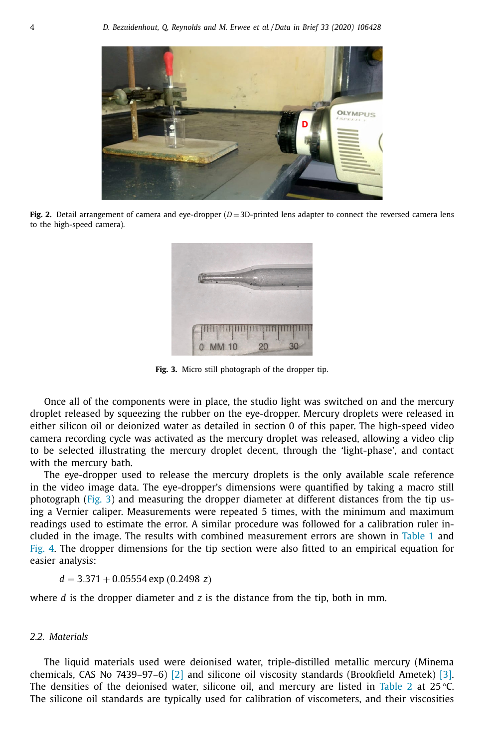**Fig. 2.** Detail arrangement of camera and eye-dropper ($D = $ 3D-printed lens adapter to connect the reversed camera lens to the high-speed camera).

**Fig. 3.** Micro still photograph of the dropper tip.

Once all of the components were in place, the studio light was switched on and the mercury droplet released by squeezing the rubber on the eye-dropper. Mercury droplets were released in either silicon oil or deionized water as detailed in section 0 of this paper. The high-speed video camera recording cycle was activated as the mercury droplet was released, allowing a video clip to be selected illustrating the mercury droplet decent, through the 'light-phase', and contact with the mercury bath.

The eye-dropper used to release the mercury droplets is the only available scale reference in the video image data. The eye-dropper's dimensions were quantified by taking a macro still photograph (Fig. 3) and measuring the dropper diameter at different distances from the tip using a Vernier caliper. Measurements were repeated 5 times, with the minimum and maximum readings used to estimate the error. A similar procedure was followed for a calibration ruler included in the image. The results with combined measurement errors are shown in Table 1 and Fig. 4. The dropper dimensions for the tip section were also fitted to an empirical equation for easier analysis:

$$d = 3.371 + 0.05554 \exp\left(0.2498\ z\right)$$

where $d$ is the dropper diameter and $z$ is the distance from the tip, both in mm.

### 2.2. Materials

The liquid materials used were deionised water, triple-distilled metallic mercury (Minema chemicals, CAS No 7439–97–6) [2] and silicone oil viscosity standards (Brookfield Ametek) [3]. The densities of the deionised water, silicone oil, and mercury are listed in Table 2 at 25 °C. The silicone oil standards are typically used for calibration of viscometers, and their viscosities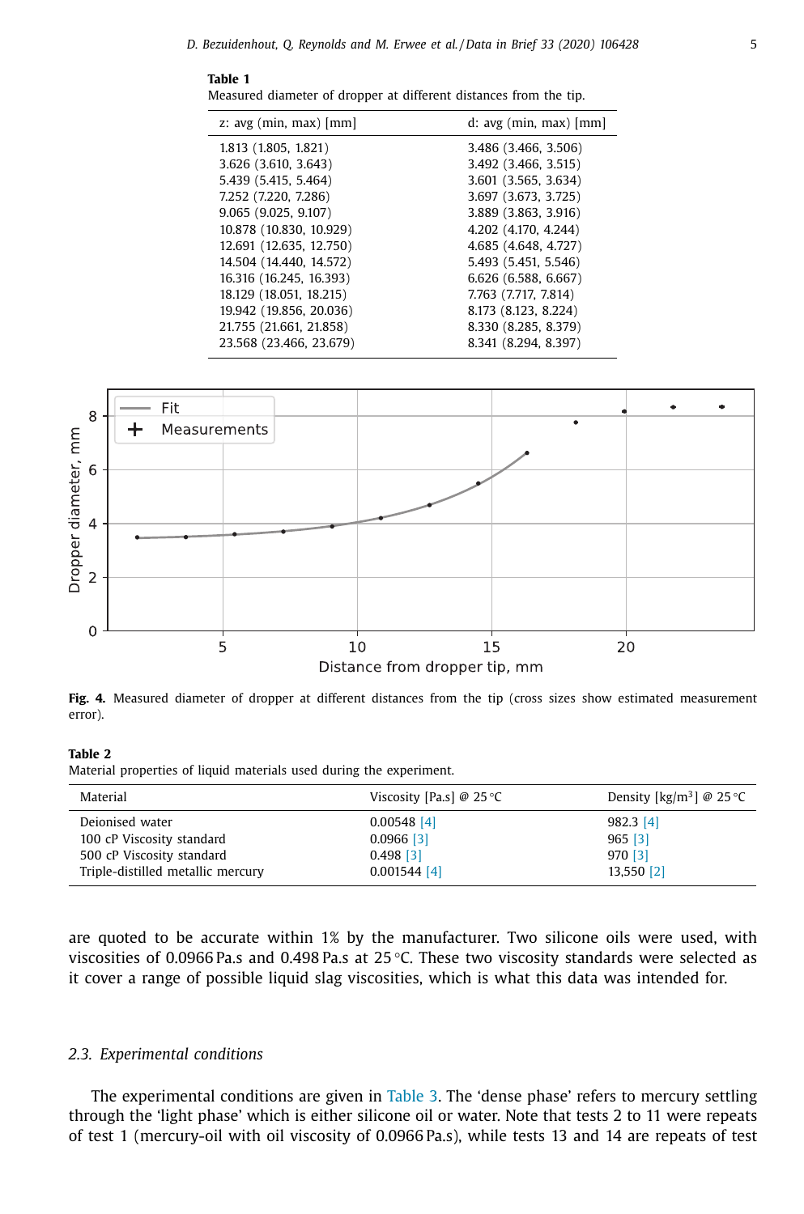**Table 1**
Measured diameter of dropper at different distances from the tip.

| z: avg (min, max) [mm] | d: avg (min, max) [mm] |
|---|---|
| 1.813 (1.805, 1.821) | 3.486 (3.466, 3.506) |
| 3.626 (3.610, 3.643) | 3.492 (3.466, 3.515) |
| 5.439 (5.415, 5.464) | 3.601 (3.565, 3.634) |
| 7.252 (7.220, 7.286) | 3.697 (3.673, 3.725) |
| 9.065 (9.025, 9.107) | 3.889 (3.863, 3.916) |
| 10.878 (10.830, 10.929) | 4.202 (4.170, 4.244) |
| 12.691 (12.635, 12.750) | 4.685 (4.648, 4.727) |
| 14.504 (14.440, 14.572) | 5.493 (5.451, 5.546) |
| 16.316 (16.245, 16.393) | 6.626 (6.588, 6.667) |
| 18.129 (18.051, 18.215) | 7.763 (7.717, 7.814) |
| 19.942 (19.856, 20.036) | 8.173 (8.123, 8.224) |
| 21.755 (21.661, 21.858) | 8.330 (8.285, 8.379) |
| 23.568 (23.466, 23.679) | 8.341 (8.294, 8.397) |

**Fig. 4.** Measured diameter of dropper at different distances from the tip (cross sizes show estimated measurement error).

**Table 2**
Material properties of liquid materials used during the experiment.

| Material | Viscosity [Pa.s] @ 25 °C | Density [kg/m$^3$] @ 25 °C |
|---|---|---|
| Deionised water | 0.00548 [4] | 982.3 [4] |
| 100 cP Viscosity standard | 0.0966 [3] | 965 [3] |
| 500 cP Viscosity standard | 0.498 [3] | 970 [3] |
| Triple-distilled metallic mercury | 0.001544 [4] | 13,550 [2] |

are quoted to be accurate within 1% by the manufacturer. Two silicone oils were used, with viscosities of 0.0966 Pa.s and 0.498 Pa.s at 25 °C. These two viscosity standards were selected as it cover a range of possible liquid slag viscosities, which is what this data was intended for.

### 2.3. Experimental conditions

The experimental conditions are given in Table 3. The 'dense phase' refers to mercury settling through the 'light phase' which is either silicone oil or water. Note that tests 2 to 11 were repeats of test 1 (mercury-oil with oil viscosity of 0.0966 Pa.s), while tests 13 and 14 are repeats of test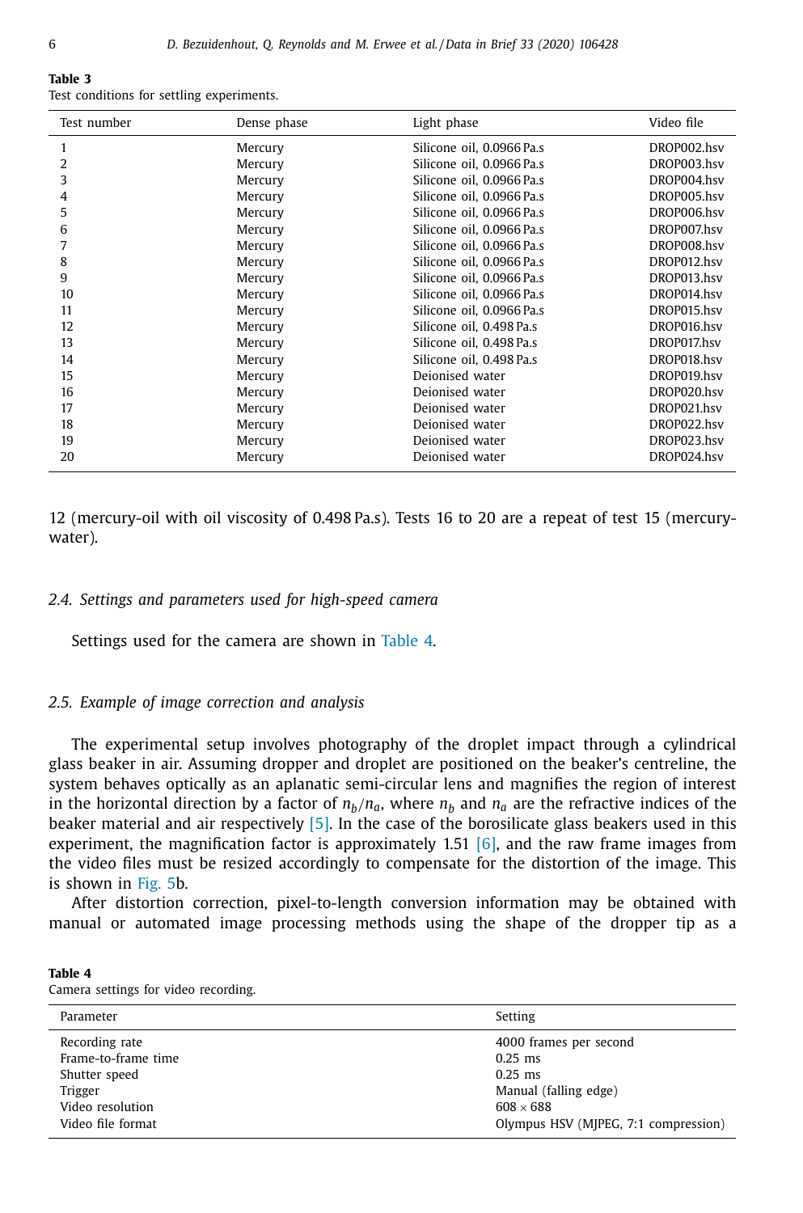**Table 3**
Test conditions for settling experiments.

| Test number | Dense phase | Light phase | Video file |
|---|---|---|---|
| 1 | Mercury | Silicone oil, 0.0966 Pa.s | DROP002.hsv |
| 2 | Mercury | Silicone oil, 0.0966 Pa.s | DROP003.hsv |
| 3 | Mercury | Silicone oil, 0.0966 Pa.s | DROP004.hsv |
| 4 | Mercury | Silicone oil, 0.0966 Pa.s | DROP005.hsv |
| 5 | Mercury | Silicone oil, 0.0966 Pa.s | DROP006.hsv |
| 6 | Mercury | Silicone oil, 0.0966 Pa.s | DROP007.hsv |
| 7 | Mercury | Silicone oil, 0.0966 Pa.s | DROP008.hsv |
| 8 | Mercury | Silicone oil, 0.0966 Pa.s | DROP012.hsv |
| 9 | Mercury | Silicone oil, 0.0966 Pa.s | DROP013.hsv |
| 10 | Mercury | Silicone oil, 0.0966 Pa.s | DROP014.hsv |
| 11 | Mercury | Silicone oil, 0.0966 Pa.s | DROP015.hsv |
| 12 | Mercury | Silicone oil, 0.498 Pa.s | DROP016.hsv |
| 13 | Mercury | Silicone oil, 0.498 Pa.s | DROP017.hsv |
| 14 | Mercury | Silicone oil, 0.498 Pa.s | DROP018.hsv |
| 15 | Mercury | Deionised water | DROP019.hsv |
| 16 | Mercury | Deionised water | DROP020.hsv |
| 17 | Mercury | Deionised water | DROP021.hsv |
| 18 | Mercury | Deionised water | DROP022.hsv |
| 19 | Mercury | Deionised water | DROP023.hsv |
| 20 | Mercury | Deionised water | DROP024.hsv |

12 (mercury-oil with oil viscosity of 0.498 Pa.s). Tests 16 to 20 are a repeat of test 15 (mercury-water).

### 2.4. Settings and parameters used for high-speed camera

Settings used for the camera are shown in Table 4.

### 2.5. Example of image correction and analysis

The experimental setup involves photography of the droplet impact through a cylindrical glass beaker in air. Assuming dropper and droplet are positioned on the beaker's centreline, the system behaves optically as an aplanatic semi-circular lens and magnifies the region of interest in the horizontal direction by a factor of $n_b/n_a$, where $n_b$ and $n_a$ are the refractive indices of the beaker material and air respectively [5]. In the case of the borosilicate glass beakers used in this experiment, the magnification factor is approximately 1.51 [6], and the raw frame images from the video files must be resized accordingly to compensate for the distortion of the image. This is shown in Fig. 5b.

After distortion correction, pixel-to-length conversion information may be obtained with manual or automated image processing methods using the shape of the dropper tip as a

**Table 4**
Camera settings for video recording.

| Parameter | Setting |
|---|---|
| Recording rate | 4000 frames per second |
| Frame-to-frame time | 0.25 ms |
| Shutter speed | 0.25 ms |
| Trigger | Manual (falling edge) |
| Video resolution | 608 × 688 |
| Video file format | Olympus HSV (MJPEG, 7:1 compression) |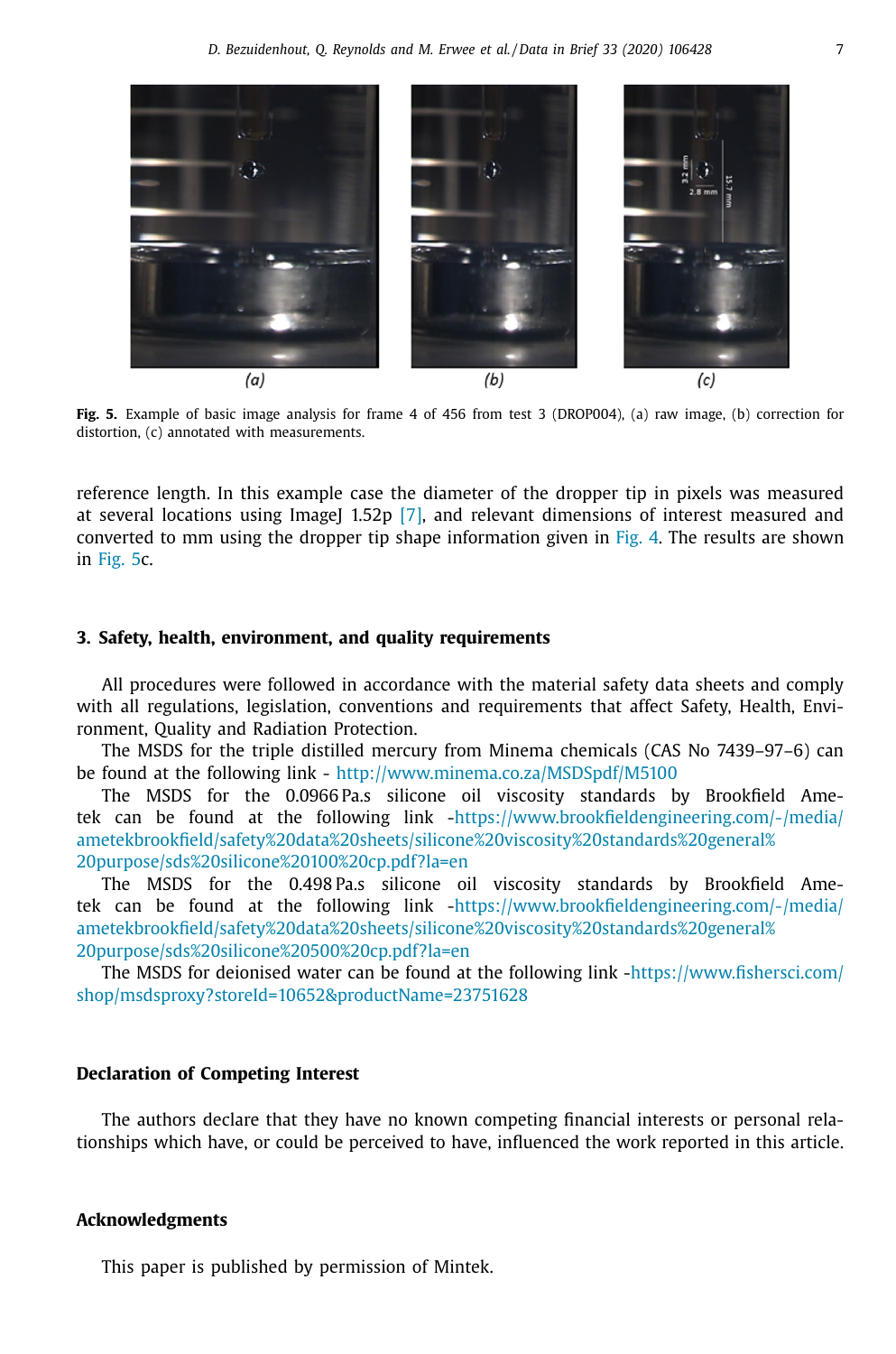Fig. 5. Example of basic image analysis for frame 4 of 456 from test 3 (DROP004), (a) raw image, (b) correction for distortion, (c) annotated with measurements.

reference length. In this example case the diameter of the dropper tip in pixels was measured at several locations using ImageJ 1.52p [7], and relevant dimensions of interest measured and converted to mm using the dropper tip shape information given in Fig. 4. The results are shown in Fig. 5c.

## 3. Safety, health, environment, and quality requirements

All procedures were followed in accordance with the material safety data sheets and comply with all regulations, legislation, conventions and requirements that affect Safety, Health, Environment, Quality and Radiation Protection.

The MSDS for the triple distilled mercury from Minema chemicals (CAS No 7439–97–6) can be found at the following link - http://www.minema.co.za/MSDSpdf/M5100

The MSDS for the 0.0966 Pa.s silicone oil viscosity standards by Brookfield Ametek can be found at the following link -https://www.brookfieldengineering.com/-/media/ametekbrookfield/safety%20data%20sheets/silicone%20viscosity%20standards%20general%20purpose/sds%20silicone%20100%20cp.pdf?la=en

The MSDS for the 0.498 Pa.s silicone oil viscosity standards by Brookfield Ametek can be found at the following link -https://www.brookfieldengineering.com/-/media/ametekbrookfield/safety%20data%20sheets/silicone%20viscosity%20standards%20general%20purpose/sds%20silicone%20500%20cp.pdf?la=en

The MSDS for deionised water can be found at the following link -https://www.fishersci.com/shop/msdsproxy?storeId=10652&productName=23751628

## Declaration of Competing Interest

The authors declare that they have no known competing financial interests or personal relationships which have, or could be perceived to have, influenced the work reported in this article.

## Acknowledgments

This paper is published by permission of Mintek.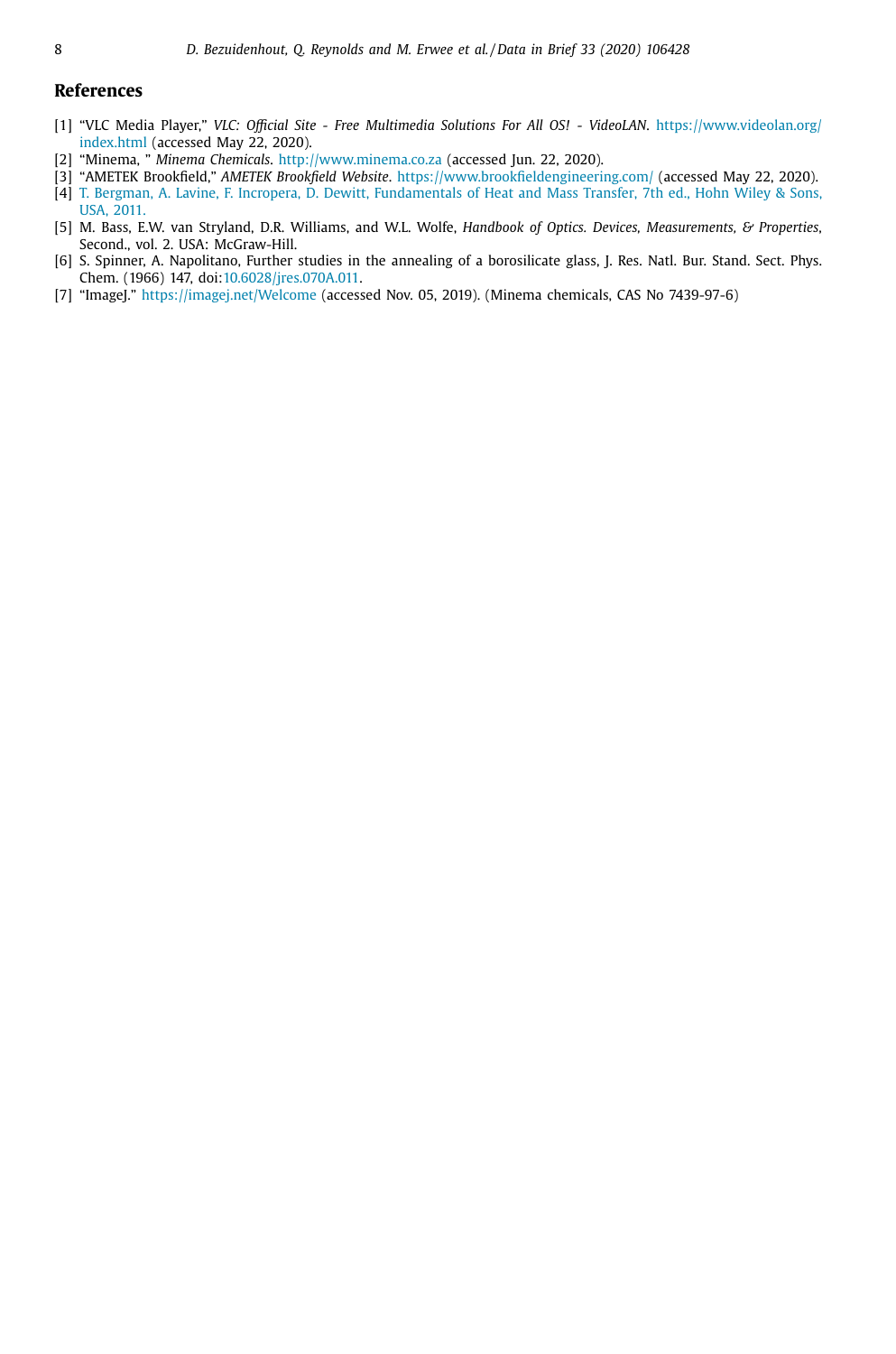## References

[1] "VLC Media Player," *VLC: Official Site - Free Multimedia Solutions For All OS! - VideoLAN*. https://www.videolan.org/index.html (accessed May 22, 2020).

[2] "Minema, " *Minema Chemicals*. http://www.minema.co.za (accessed Jun. 22, 2020).

[3] "AMETEK Brookfield," *AMETEK Brookfield Website*. https://www.brookfieldengineering.com/ (accessed May 22, 2020).

[4] T. Bergman, A. Lavine, F. Incropera, D. Dewitt, Fundamentals of Heat and Mass Transfer, 7th ed., Hohn Wiley & Sons, USA, 2011.

[5] M. Bass, E.W. van Stryland, D.R. Williams, and W.L. Wolfe, *Handbook of Optics. Devices, Measurements, & Properties*, Second., vol. 2. USA: McGraw-Hill.

[6] S. Spinner, A. Napolitano, Further studies in the annealing of a borosilicate glass, J. Res. Natl. Bur. Stand. Sect. Phys. Chem. (1966) 147, doi:10.6028/jres.070A.011.

[7] "ImageJ." https://imagej.net/Welcome (accessed Nov. 05, 2019). (Minema chemicals, CAS No 7439-97-6)